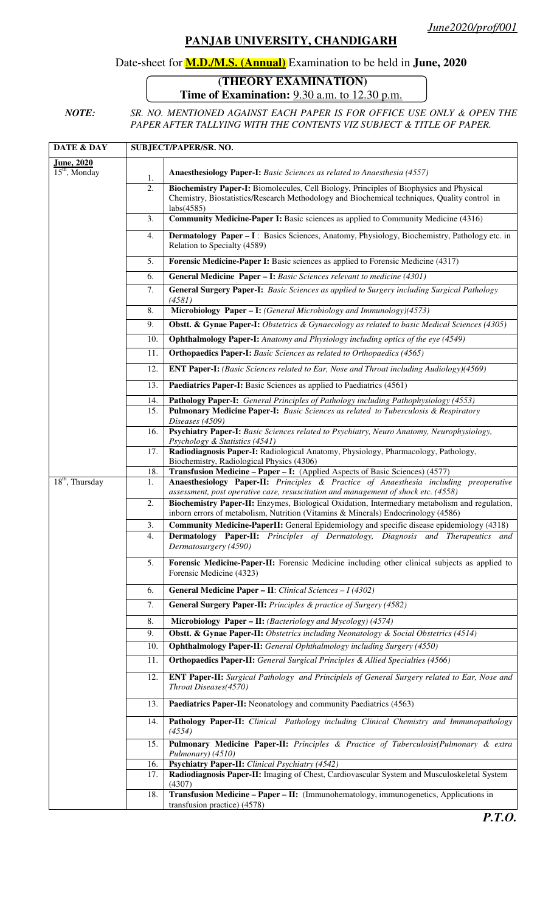*June2020/prof/001*

# PANJAB UNIVERSITY, CHANDIGARH

## Date-sheet for **M.D./M.S. (Annual)** Examination to be held in **June, 2020**

**(THEORY EXAMINATION)**

**Time of Examination:** 9.30 a.m. to 12.30 p.m.

*NOTE: SR. NO. MENTIONED AGAINST EACH PAPER IS FOR OFFICE USE ONLY & OPEN THE PAPER AFTER TALLYING WITH THE CONTENTS VIZ SUBJECT & TITLE OF PAPER.*

| DATE & DAY | | SUBJECT/PAPER/SR. NO. |
|---|---|---|
| **June, 2020** 15th, Monday | 1. | **Anaesthesiology Paper-I:** *Basic Sciences as related to Anaesthesia (4557)* |
| | 2. | **Biochemistry Paper-I:** Biomolecules, Cell Biology, Principles of Biophysics and Physical Chemistry, Biostatistics/Research Methodology and Biochemical techniques, Quality control in labs(4585) |
| | 3. | **Community Medicine-Paper I:** Basic sciences as applied to Community Medicine (4316) |
| | 4. | **Dermatology Paper – I** : Basics Sciences, Anatomy, Physiology, Biochemistry, Pathology etc. in Relation to Specialty (4589) |
| | 5. | **Forensic Medicine-Paper I:** Basic sciences as applied to Forensic Medicine (4317) |
| | 6. | **General Medicine Paper – I:** *Basic Sciences relevant to medicine (4301)* |
| | 7. | **General Surgery Paper-I:** *Basic Sciences as applied to Surgery including Surgical Pathology (4581)* |
| | 8. | **Microbiology Paper – I:** *(General Microbiology and Immunology)(4573)* |
| | 9. | **Obstt. & Gynae Paper-I:** *Obstetrics & Gynaecology as related to basic Medical Sciences (4305)* |
| | 10. | **Ophthalmology Paper-I:** *Anatomy and Physiology including optics of the eye (4549)* |
| | 11. | **Orthopaedics Paper-I:** *Basic Sciences as related to Orthopaedics (4565)* |
| | 12. | **ENT Paper-I:** *(Basic Sciences related to Ear, Nose and Throat including Audiology)(4569)* |
| | 13. | **Paediatrics Paper-I:** Basic Sciences as applied to Paediatrics (4561) |
| | 14. | **Pathology Paper-I:** *General Principles of Pathology including Pathophysiology (4553)* |
| | 15. | **Pulmonary Medicine Paper-I:** *Basic Sciences as related to Tuberculosis & Respiratory Diseases (4509)* |
| | 16. | **Psychiatry Paper-I:** *Basic Sciences related to Psychiatry, Neuro Anatomy, Neurophysiology, Psychology & Statistics (4541)* |
| | 17. | **Radiodiagnosis Paper-I:** Radiological Anatomy, Physiology, Pharmacology, Pathology, Biochemistry, Radiological Physics (4306) |
| | 18. | **Transfusion Medicine – Paper – I:** (Applied Aspects of Basic Sciences) (4577) |
| 18th, Thursday | 1. | **Anaesthesiology Paper-II:** *Principles & Practice of Anaesthesia including preoperative assessment, post operative care, resuscitation and management of shock etc. (4558)* |
| | 2. | **Biochemistry Paper-II:** Enzymes, Biological Oxidation, Intermediary metabolism and regulation, inborn errors of metabolism, Nutrition (Vitamins & Minerals) Endocrinology (4586) |
| | 3. | **Community Medicine-PaperII:** General Epidemiology and specific disease epidemiology (4318) |
| | 4. | **Dermatology Paper-II:** *Principles of Dermatology, Diagnosis and Therapeutics and Dermatosurgery (4590)* |
| | 5. | **Forensic Medicine-Paper-II:** Forensic Medicine including other clinical subjects as applied to Forensic Medicine (4323) |
| | 6. | **General Medicine Paper – II**: *Clinical Sciences – I (4302)* |
| | 7. | **General Surgery Paper-II:** *Principles & practice of Surgery (4582)* |
| | 8. | **Microbiology Paper – II:** *(Bacteriology and Mycology) (4574)* |
| | 9. | **Obstt. & Gynae Paper-II:** *Obstetrics including Neonatology & Social Obstetrics (4514)* |
| | 10. | **Ophthalmology Paper-II:** *General Ophthalmology including Surgery (4550)* |
| | 11. | **Orthopaedics Paper-II:** *General Surgical Principles & Allied Specialties (4566)* |
| | 12. | **ENT Paper-II:** *Surgical Pathology and Principlels of General Surgery related to Ear, Nose and Throat Diseases(4570)* |
| | 13. | **Paediatrics Paper-II:** Neonatology and community Paediatrics (4563) |
| | 14. | **Pathology Paper-II:** *Clinical Pathology including Clinical Chemistry and Immunopathology (4554)* |
| | 15. | **Pulmonary Medicine Paper-II:** *Principles & Practice of Tuberculosis(Pulmonary & extra Pulmonary) (4510)* |
| | 16. | **Psychiatry Paper-II:** *Clinical Psychiatry (4542)* |
| | 17. | **Radiodiagnosis Paper-II:** Imaging of Chest, Cardiovascular System and Musculoskeletal System (4307) |
| | 18. | **Transfusion Medicine – Paper – II:** (Immunohematology, immunogenetics, Applications in transfusion practice) (4578) |

***P.T.O.***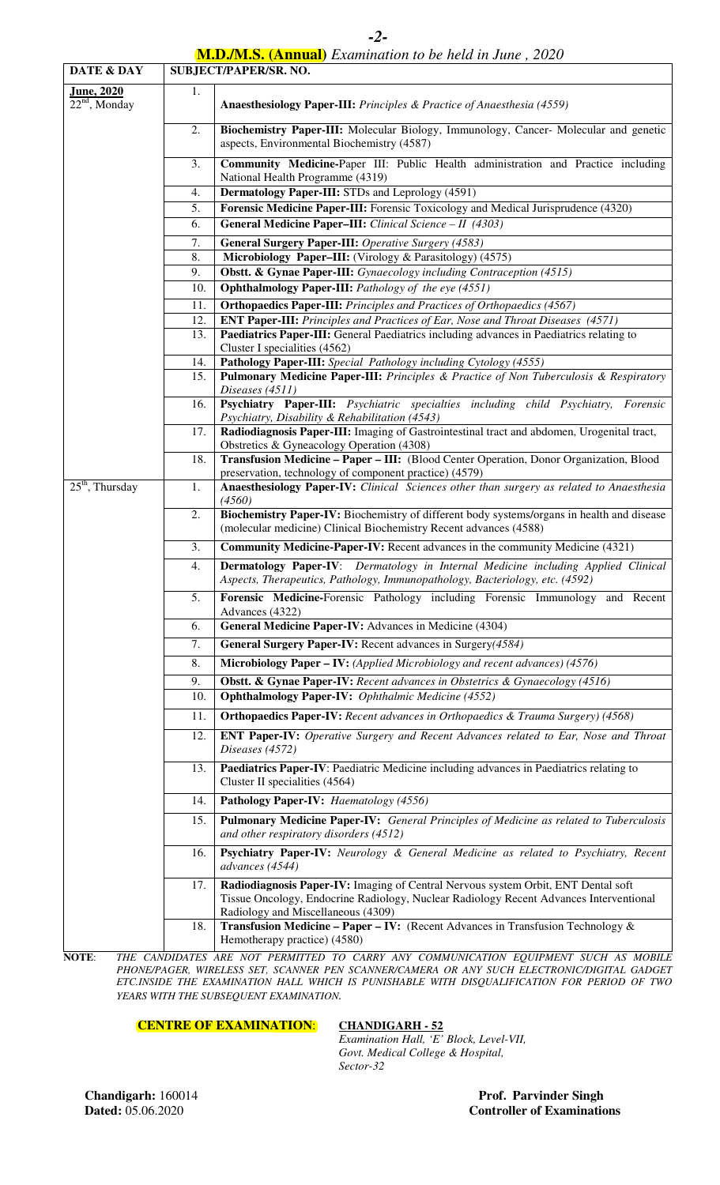**M.D./M.S. (Annual)** *Examination to be held in June , 2020*

| DATE & DAY | SUBJECT/PAPER/SR. NO. | |
|---|---|---|
| **June, 2020** 22nd, Monday | 1. | **Anaesthesiology Paper-III:** *Principles & Practice of Anaesthesia (4559)* |
| | 2. | **Biochemistry Paper-III:** Molecular Biology, Immunology, Cancer- Molecular and genetic aspects, Environmental Biochemistry (4587) |
| | 3. | **Community Medicine-**Paper III: Public Health administration and Practice including National Health Programme (4319) |
| | 4. | **Dermatology Paper-III:** STDs and Leprology (4591) |
| | 5. | **Forensic Medicine Paper-III:** Forensic Toxicology and Medical Jurisprudence (4320) |
| | 6. | **General Medicine Paper–III:** *Clinical Science – II (4303)* |
| | 7. | **General Surgery Paper-III:** *Operative Surgery (4583)* |
| | 8. | **Microbiology Paper–III:** (Virology & Parasitology) (4575) |
| | 9. | **Obstt. & Gynae Paper-III:** *Gynaecology including Contraception (4515)* |
| | 10. | **Ophthalmology Paper-III:** *Pathology of the eye (4551)* |
| | 11. | **Orthopaedics Paper-III:** *Principles and Practices of Orthopaedics (4567)* |
| | 12. | **ENT Paper-III:** *Principles and Practices of Ear, Nose and Throat Diseases (4571)* |
| | 13. | **Paediatrics Paper-III:** General Paediatrics including advances in Paediatrics relating to Cluster I specialities (4562) |
| | 14. | **Pathology Paper-III:** *Special Pathology including Cytology (4555)* |
| | 15. | **Pulmonary Medicine Paper-III:** *Principles & Practice of Non Tuberculosis & Respiratory Diseases (4511)* |
| | 16. | **Psychiatry Paper-III:** *Psychiatric specialties including child Psychiatry, Forensic Psychiatry, Disability & Rehabilitation (4543)* |
| | 17. | **Radiodiagnosis Paper-III:** Imaging of Gastrointestinal tract and abdomen, Urogenital tract, Obstretics & Gyneacology Operation (4308) |
| | 18. | **Transfusion Medicine – Paper – III:** (Blood Center Operation, Donor Organization, Blood preservation, technology of component practice) (4579) |
| 25th, Thursday | 1. | **Anaesthesiology Paper-IV:** *Clinical Sciences other than surgery as related to Anaesthesia (4560)* |
| | 2. | **Biochemistry Paper-IV:** Biochemistry of different body systems/organs in health and disease (molecular medicine) Clinical Biochemistry Recent advances (4588) |
| | 3. | **Community Medicine-Paper-IV:** Recent advances in the community Medicine (4321) |
| | 4. | **Dermatology Paper-IV**: *Dermatology in Internal Medicine including Applied Clinical Aspects, Therapeutics, Pathology, Immunopathology, Bacteriology, etc. (4592)* |
| | 5. | **Forensic Medicine-**Forensic Pathology including Forensic Immunology and Recent Advances (4322) |
| | 6. | **General Medicine Paper-IV:** Advances in Medicine (4304) |
| | 7. | **General Surgery Paper-IV:** Recent advances in Surgery*(4584)* |
| | 8. | **Microbiology Paper – IV:** *(Applied Microbiology and recent advances) (4576)* |
| | 9. | **Obstt. & Gynae Paper-IV:** *Recent advances in Obstetrics & Gynaecology (4516)* |
| | 10. | **Ophthalmology Paper-IV:** *Ophthalmic Medicine (4552)* |
| | 11. | **Orthopaedics Paper-IV:** *Recent advances in Orthopaedics & Trauma Surgery) (4568)* |
| | 12. | **ENT Paper-IV:** *Operative Surgery and Recent Advances related to Ear, Nose and Throat Diseases (4572)* |
| | 13. | **Paediatrics Paper-IV**: Paediatric Medicine including advances in Paediatrics relating to Cluster II specialities (4564) |
| | 14. | **Pathology Paper-IV:** *Haematology (4556)* |
| | 15. | **Pulmonary Medicine Paper-IV:** *General Principles of Medicine as related to Tuberculosis and other respiratory disorders (4512)* |
| | 16. | **Psychiatry Paper-IV:** *Neurology & General Medicine as related to Psychiatry, Recent advances (4544)* |
| | 17. | **Radiodiagnosis Paper-IV:** Imaging of Central Nervous system Orbit, ENT Dental soft Tissue Oncology, Endocrine Radiology, Nuclear Radiology Recent Advances Interventional Radiology and Miscellaneous (4309) |
| | 18. | **Transfusion Medicine – Paper – IV:** (Recent Advances in Transfusion Technology & Hemotherapy practice) (4580) |

**NOTE**: *THE CANDIDATES ARE NOT PERMITTED TO CARRY ANY COMMUNICATION EQUIPMENT SUCH AS MOBILE PHONE/PAGER, WIRELESS SET, SCANNER PEN SCANNER/CAMERA OR ANY SUCH ELECTRONIC/DIGITAL GADGET ETC.INSIDE THE EXAMINATION HALL WHICH IS PUNISHABLE WITH DISQUALIFICATION FOR PERIOD OF TWO YEARS WITH THE SUBSEQUENT EXAMINATION.*

**CENTRE OF EXAMINATION**: **CHANDIGARH - 52**
*Examination Hall, 'E' Block, Level-VII,*
*Govt. Medical College & Hospital,*
*Sector-32*

**Chandigarh:** 160014
**Dated:** 05.06.2020

**Prof. Parvinder Singh**
**Controller of Examinations**